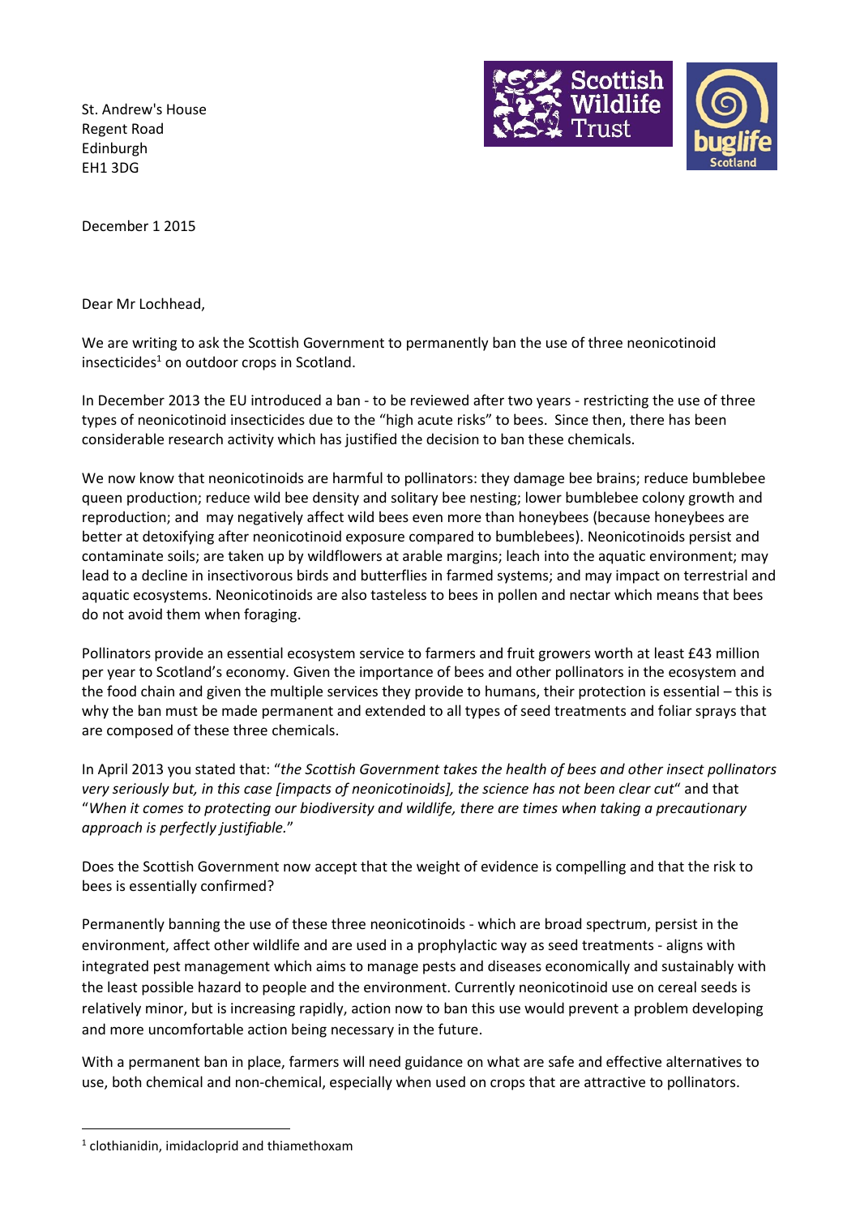St. Andrew's House
Regent Road
Edinburgh
EH1 3DG

December 1 2015

Dear Mr Lochhead,

We are writing to ask the Scottish Government to permanently ban the use of three neonicotinoid insecticides[1] on outdoor crops in Scotland.

In December 2013 the EU introduced a ban - to be reviewed after two years - restricting the use of three types of neonicotinoid insecticides due to the "high acute risks" to bees. Since then, there has been considerable research activity which has justified the decision to ban these chemicals.

We now know that neonicotinoids are harmful to pollinators: they damage bee brains; reduce bumblebee queen production; reduce wild bee density and solitary bee nesting; lower bumblebee colony growth and reproduction; and may negatively affect wild bees even more than honeybees (because honeybees are better at detoxifying after neonicotinoid exposure compared to bumblebees). Neonicotinoids persist and contaminate soils; are taken up by wildflowers at arable margins; leach into the aquatic environment; may lead to a decline in insectivorous birds and butterflies in farmed systems; and may impact on terrestrial and aquatic ecosystems. Neonicotinoids are also tasteless to bees in pollen and nectar which means that bees do not avoid them when foraging.

Pollinators provide an essential ecosystem service to farmers and fruit growers worth at least £43 million per year to Scotland's economy. Given the importance of bees and other pollinators in the ecosystem and the food chain and given the multiple services they provide to humans, their protection is essential – this is why the ban must be made permanent and extended to all types of seed treatments and foliar sprays that are composed of these three chemicals.

In April 2013 you stated that: "*the Scottish Government takes the health of bees and other insect pollinators very seriously but, in this case [impacts of neonicotinoids], the science has not been clear cut*" and that "*When it comes to protecting our biodiversity and wildlife, there are times when taking a precautionary approach is perfectly justifiable.*"

Does the Scottish Government now accept that the weight of evidence is compelling and that the risk to bees is essentially confirmed?

Permanently banning the use of these three neonicotinoids - which are broad spectrum, persist in the environment, affect other wildlife and are used in a prophylactic way as seed treatments - aligns with integrated pest management which aims to manage pests and diseases economically and sustainably with the least possible hazard to people and the environment. Currently neonicotinoid use on cereal seeds is relatively minor, but is increasing rapidly, action now to ban this use would prevent a problem developing and more uncomfortable action being necessary in the future.

With a permanent ban in place, farmers will need guidance on what are safe and effective alternatives to use, both chemical and non-chemical, especially when used on crops that are attractive to pollinators.

[1] clothianidin, imidacloprid and thiamethoxam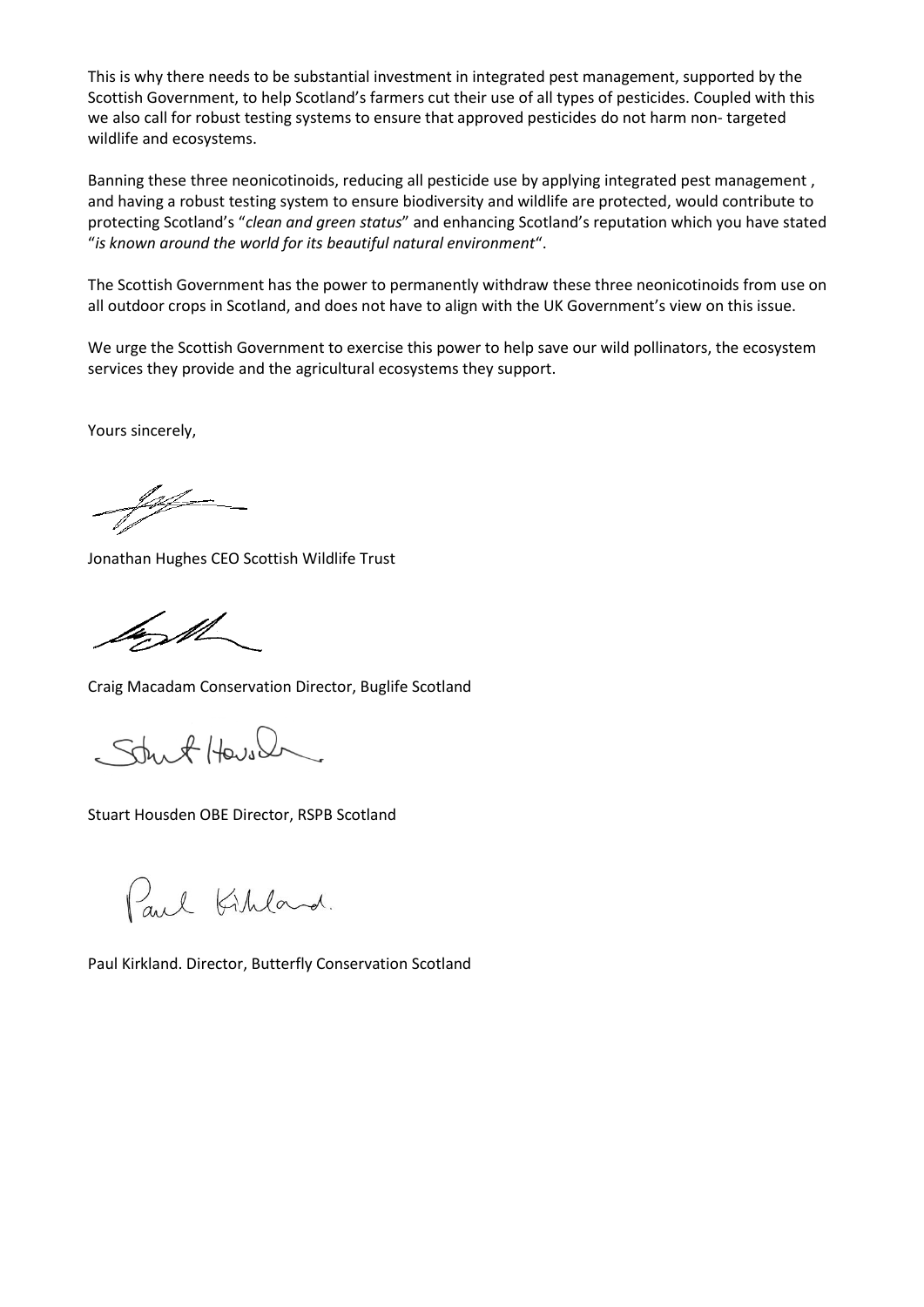This is why there needs to be substantial investment in integrated pest management, supported by the Scottish Government, to help Scotland's farmers cut their use of all types of pesticides. Coupled with this we also call for robust testing systems to ensure that approved pesticides do not harm non- targeted wildlife and ecosystems.

Banning these three neonicotinoids, reducing all pesticide use by applying integrated pest management , and having a robust testing system to ensure biodiversity and wildlife are protected, would contribute to protecting Scotland's "*clean and green status*" and enhancing Scotland's reputation which you have stated "*is known around the world for its beautiful natural environment*".

The Scottish Government has the power to permanently withdraw these three neonicotinoids from use on all outdoor crops in Scotland, and does not have to align with the UK Government's view on this issue.

We urge the Scottish Government to exercise this power to help save our wild pollinators, the ecosystem services they provide and the agricultural ecosystems they support.

Yours sincerely,

Jonathan Hughes CEO Scottish Wildlife Trust

Craig Macadam Conservation Director, Buglife Scotland

Stuart Housden OBE Director, RSPB Scotland

Paul Kirkland. Director, Butterfly Conservation Scotland